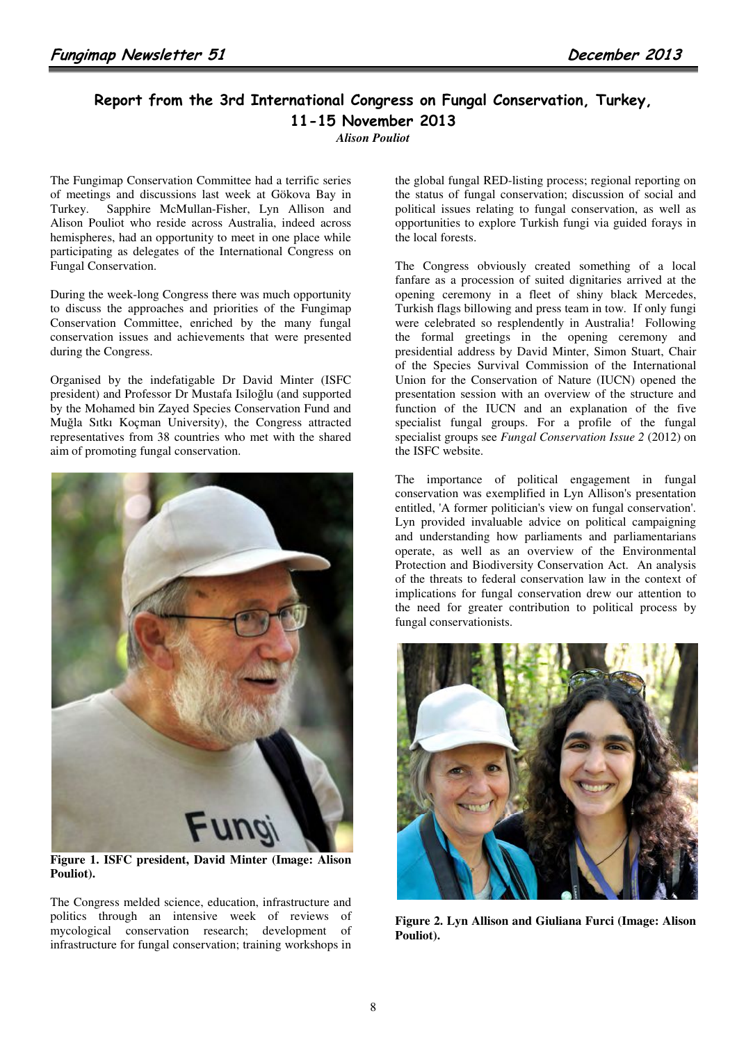## Report from the 3rd International Congress on Fungal Conservation, Turkey, 11-15 November 2013

*Alison Pouliot*

The Fungimap Conservation Committee had a terrific series of meetings and discussions last week at Gökova Bay in Turkey. Sapphire McMullan-Fisher, Lyn Allison and Alison Pouliot who reside across Australia, indeed across hemispheres, had an opportunity to meet in one place while participating as delegates of the International Congress on Fungal Conservation.

During the week-long Congress there was much opportunity to discuss the approaches and priorities of the Fungimap Conservation Committee, enriched by the many fungal conservation issues and achievements that were presented during the Congress.

Organised by the indefatigable Dr David Minter (ISFC president) and Professor Dr Mustafa Isiloğlu (and supported by the Mohamed bin Zayed Species Conservation Fund and Muğla Sıtkı Koçman University), the Congress attracted representatives from 38 countries who met with the shared aim of promoting fungal conservation.

**Figure 1. ISFC president, David Minter (Image: Alison Pouliot).**

The Congress melded science, education, infrastructure and politics through an intensive week of reviews of mycological conservation research; development of infrastructure for fungal conservation; training workshops in the global fungal RED-listing process; regional reporting on the status of fungal conservation; discussion of social and political issues relating to fungal conservation, as well as opportunities to explore Turkish fungi via guided forays in the local forests.

The Congress obviously created something of a local fanfare as a procession of suited dignitaries arrived at the opening ceremony in a fleet of shiny black Mercedes, Turkish flags billowing and press team in tow. If only fungi were celebrated so resplendently in Australia! Following the formal greetings in the opening ceremony and presidential address by David Minter, Simon Stuart, Chair of the Species Survival Commission of the International Union for the Conservation of Nature (IUCN) opened the presentation session with an overview of the structure and function of the IUCN and an explanation of the five specialist fungal groups. For a profile of the fungal specialist groups see *Fungal Conservation Issue 2* (2012) on the ISFC website.

The importance of political engagement in fungal conservation was exemplified in Lyn Allison's presentation entitled, 'A former politician's view on fungal conservation'. Lyn provided invaluable advice on political campaigning and understanding how parliaments and parliamentarians operate, as well as an overview of the Environmental Protection and Biodiversity Conservation Act. An analysis of the threats to federal conservation law in the context of implications for fungal conservation drew our attention to the need for greater contribution to political process by fungal conservationists.

**Figure 2. Lyn Allison and Giuliana Furci (Image: Alison Pouliot).**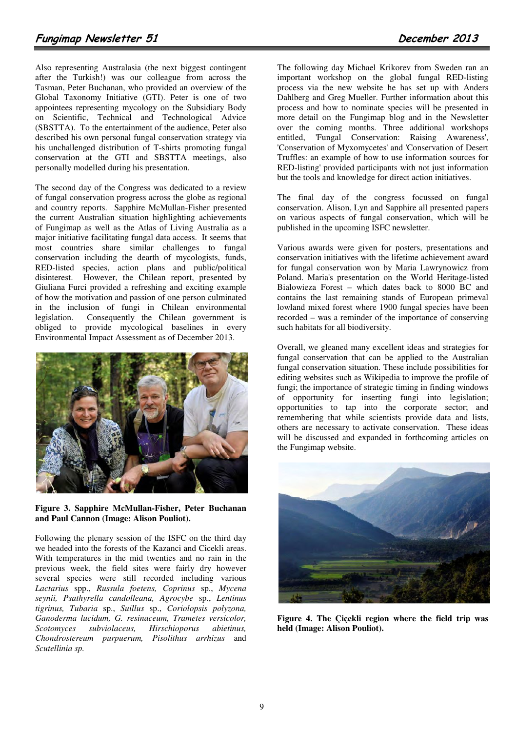Also representing Australasia (the next biggest contingent after the Turkish!) was our colleague from across the Tasman, Peter Buchanan, who provided an overview of the Global Taxonomy Initiative (GTI). Peter is one of two appointees representing mycology on the Subsidiary Body on Scientific, Technical and Technological Advice (SBSTTA). To the entertainment of the audience, Peter also described his own personal fungal conservation strategy via his unchallenged distribution of T-shirts promoting fungal conservation at the GTI and SBSTTA meetings, also personally modelled during his presentation.

The second day of the Congress was dedicated to a review of fungal conservation progress across the globe as regional and country reports. Sapphire McMullan-Fisher presented the current Australian situation highlighting achievements of Fungimap as well as the Atlas of Living Australia as a major initiative facilitating fungal data access. It seems that most countries share similar challenges to fungal conservation including the dearth of mycologists, funds, RED-listed species, action plans and public/political disinterest. However, the Chilean report, presented by Giuliana Furci provided a refreshing and exciting example of how the motivation and passion of one person culminated in the inclusion of fungi in Chilean environmental legislation. Consequently the Chilean government is obliged to provide mycological baselines in every Environmental Impact Assessment as of December 2013.

**Figure 3. Sapphire McMullan-Fisher, Peter Buchanan and Paul Cannon (Image: Alison Pouliot).**

Following the plenary session of the ISFC on the third day we headed into the forests of the Kazanci and Cicekli areas. With temperatures in the mid twenties and no rain in the previous week, the field sites were fairly dry however several species were still recorded including various *Lactarius* spp., *Russula foetens, Coprinus* sp., *Mycena seynii, Psathyrella candolleana, Agrocybe* sp., *Lentinus tigrinus, Tubaria* sp., *Suillus* sp., *Coriolopsis polyzona, Ganoderma lucidum, G. resinaceum, Trametes versicolor, Scotomyces subviolaceus, Hirschioporus abietinus, Chondrostereum purpuerum, Pisolithus arrhizus* and *Scutellinia sp.*

The following day Michael Krikorev from Sweden ran an important workshop on the global fungal RED-listing process via the new website he has set up with Anders Dahlberg and Greg Mueller. Further information about this process and how to nominate species will be presented in more detail on the Fungimap blog and in the Newsletter over the coming months. Three additional workshops entitled, 'Fungal Conservation: Raising Awareness', 'Conservation of Myxomycetes' and 'Conservation of Desert Truffles: an example of how to use information sources for RED-listing' provided participants with not just information but the tools and knowledge for direct action initiatives.

The final day of the congress focussed on fungal conservation. Alison, Lyn and Sapphire all presented papers on various aspects of fungal conservation, which will be published in the upcoming ISFC newsletter.

Various awards were given for posters, presentations and conservation initiatives with the lifetime achievement award for fungal conservation won by Maria Lawrynowicz from Poland. Maria's presentation on the World Heritage-listed Bialowieza Forest – which dates back to 8000 BC and contains the last remaining stands of European primeval lowland mixed forest where 1900 fungal species have been recorded – was a reminder of the importance of conserving such habitats for all biodiversity.

Overall, we gleaned many excellent ideas and strategies for fungal conservation that can be applied to the Australian fungal conservation situation. These include possibilities for editing websites such as Wikipedia to improve the profile of fungi; the importance of strategic timing in finding windows of opportunity for inserting fungi into legislation; opportunities to tap into the corporate sector; and remembering that while scientists provide data and lists, others are necessary to activate conservation. These ideas will be discussed and expanded in forthcoming articles on the Fungimap website.

**Figure 4. The Çiçekli region where the field trip was held (Image: Alison Pouliot).**